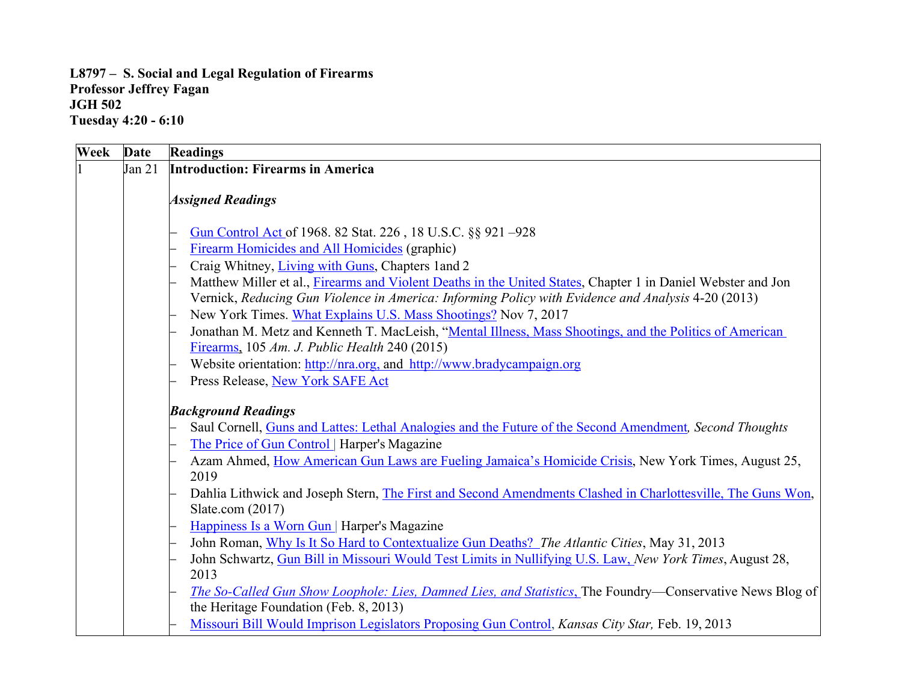**L8797 – S. Social and Legal Regulation of Firearms**
**Professor Jeffrey Fagan**
**JGH 502**
**Tuesday 4:20 - 6:10**

| Week | Date | Readings |
|---|---|---|
| 1 | Jan 21 | **Introduction: Firearms in America**<br><br>***Assigned Readings***<br><br>– Gun Control Act of 1968. 82 Stat. 226 , 18 U.S.C. §§ 921 –928<br>– Firearm Homicides and All Homicides (graphic)<br>– Craig Whitney, Living with Guns, Chapters 1and 2<br>– Matthew Miller et al., Firearms and Violent Deaths in the United States, Chapter 1 in Daniel Webster and Jon Vernick, *Reducing Gun Violence in America: Informing Policy with Evidence and Analysis* 4-20 (2013)<br>– New York Times. What Explains U.S. Mass Shootings? Nov 7, 2017<br>– Jonathan M. Metz and Kenneth T. MacLeish, "Mental Illness, Mass Shootings, and the Politics of American Firearms, 105 *Am. J. Public Health* 240 (2015)<br>– Website orientation: http://nra.org, and http://www.bradycampaign.org<br>– Press Release, New York SAFE Act<br><br>***Background Readings***<br>– Saul Cornell, Guns and Lattes: Lethal Analogies and the Future of the Second Amendment*, Second Thoughts*<br>– The Price of Gun Control \| Harper's Magazine<br>– Azam Ahmed, How American Gun Laws are Fueling Jamaica's Homicide Crisis, New York Times, August 25, 2019<br>– Dahlia Lithwick and Joseph Stern, The First and Second Amendments Clashed in Charlottesville, The Guns Won, Slate.com (2017)<br>– Happiness Is a Worn Gun \| Harper's Magazine<br>– John Roman, Why Is It So Hard to Contextualize Gun Deaths? *The Atlantic Cities*, May 31, 2013<br>– John Schwartz, Gun Bill in Missouri Would Test Limits in Nullifying U.S. Law, *New York Times*, August 28, 2013<br>– *The So-Called Gun Show Loophole: Lies, Damned Lies, and Statistics,* The Foundry—Conservative News Blog of the Heritage Foundation (Feb. 8, 2013)<br>– Missouri Bill Would Imprison Legislators Proposing Gun Control, *Kansas City Star,* Feb. 19, 2013 |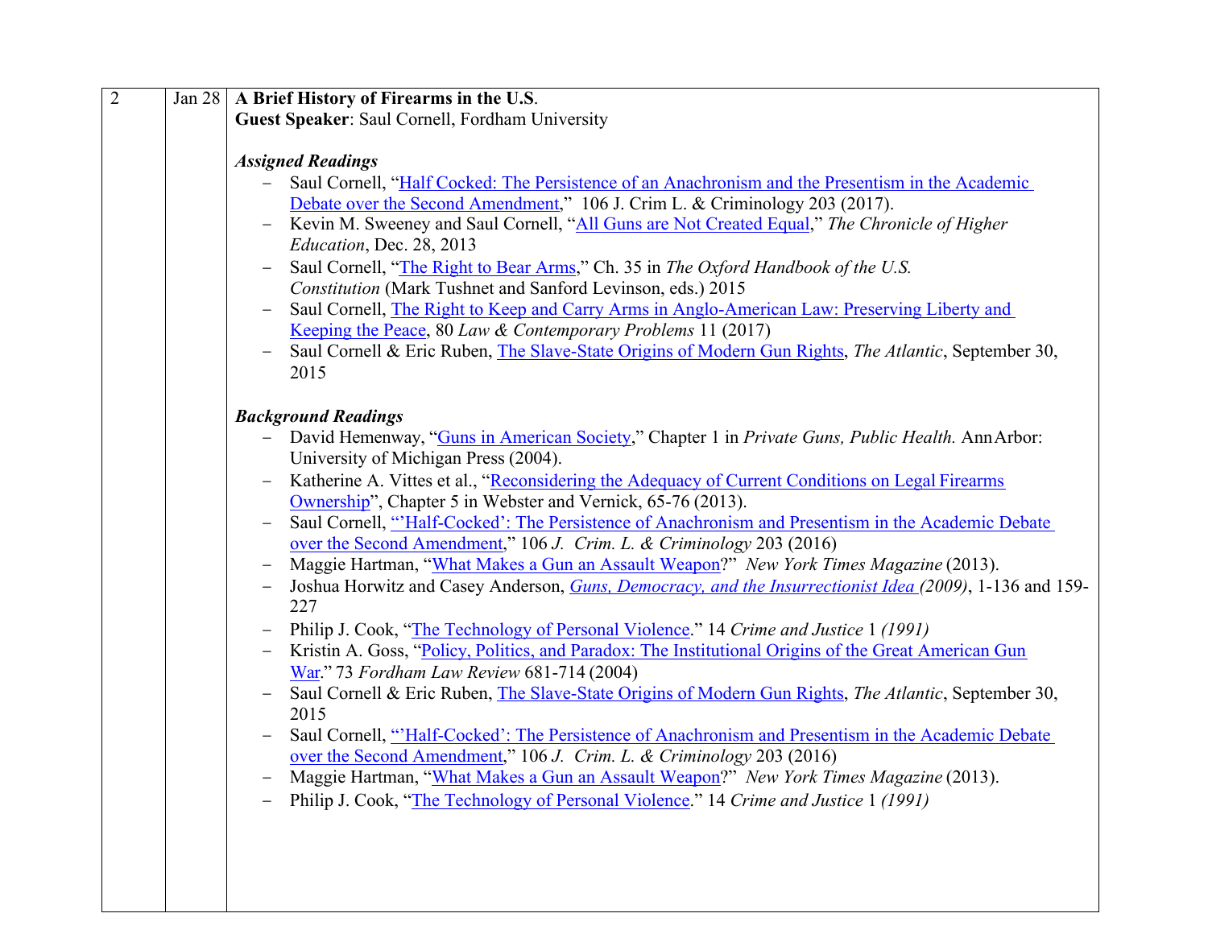| 2 | Jan 28 | **A Brief History of Firearms in the U.S**.<br>**Guest Speaker**: Saul Cornell, Fordham University<br><br>***Assigned Readings***<br>– Saul Cornell, "Half Cocked: The Persistence of an Anachronism and the Presentism in the Academic Debate over the Second Amendment," 106 J. Crim L. & Criminology 203 (2017).<br>– Kevin M. Sweeney and Saul Cornell, "All Guns are Not Created Equal," *The Chronicle of Higher Education*, Dec. 28, 2013<br>– Saul Cornell, "The Right to Bear Arms," Ch. 35 in *The Oxford Handbook of the U.S. Constitution* (Mark Tushnet and Sanford Levinson, eds.) 2015<br>– Saul Cornell, The Right to Keep and Carry Arms in Anglo-American Law: Preserving Liberty and Keeping the Peace, 80 *Law & Contemporary Problems* 11 (2017)<br>– Saul Cornell & Eric Ruben, The Slave-State Origins of Modern Gun Rights, *The Atlantic*, September 30, 2015<br><br>***Background Readings***<br>– David Hemenway, "Guns in American Society," Chapter 1 in *Private Guns, Public Health.* Ann Arbor: University of Michigan Press (2004).<br>– Katherine A. Vittes et al., "Reconsidering the Adequacy of Current Conditions on Legal Firearms Ownership", Chapter 5 in Webster and Vernick, 65-76 (2013).<br>– Saul Cornell, "'Half-Cocked': The Persistence of Anachronism and Presentism in the Academic Debate over the Second Amendment," 106 *J. Crim. L. & Criminology* 203 (2016)<br>– Maggie Hartman, "What Makes a Gun an Assault Weapon?" *New York Times Magazine* (2013).<br>– Joshua Horwitz and Casey Anderson, *Guns, Democracy, and the Insurrectionist Idea (2009)*, 1-136 and 159-227<br>– Philip J. Cook, "The Technology of Personal Violence." 14 *Crime and Justice* 1 *(1991)*<br>– Kristin A. Goss, "Policy, Politics, and Paradox: The Institutional Origins of the Great American Gun War." 73 *Fordham Law Review* 681-714 (2004)<br>– Saul Cornell & Eric Ruben, The Slave-State Origins of Modern Gun Rights, *The Atlantic*, September 30, 2015<br>– Saul Cornell, "'Half-Cocked': The Persistence of Anachronism and Presentism in the Academic Debate over the Second Amendment," 106 *J. Crim. L. & Criminology* 203 (2016)<br>– Maggie Hartman, "What Makes a Gun an Assault Weapon?" *New York Times Magazine* (2013).<br>– Philip J. Cook, "The Technology of Personal Violence." 14 *Crime and Justice* 1 *(1991)* |
|---|---|---|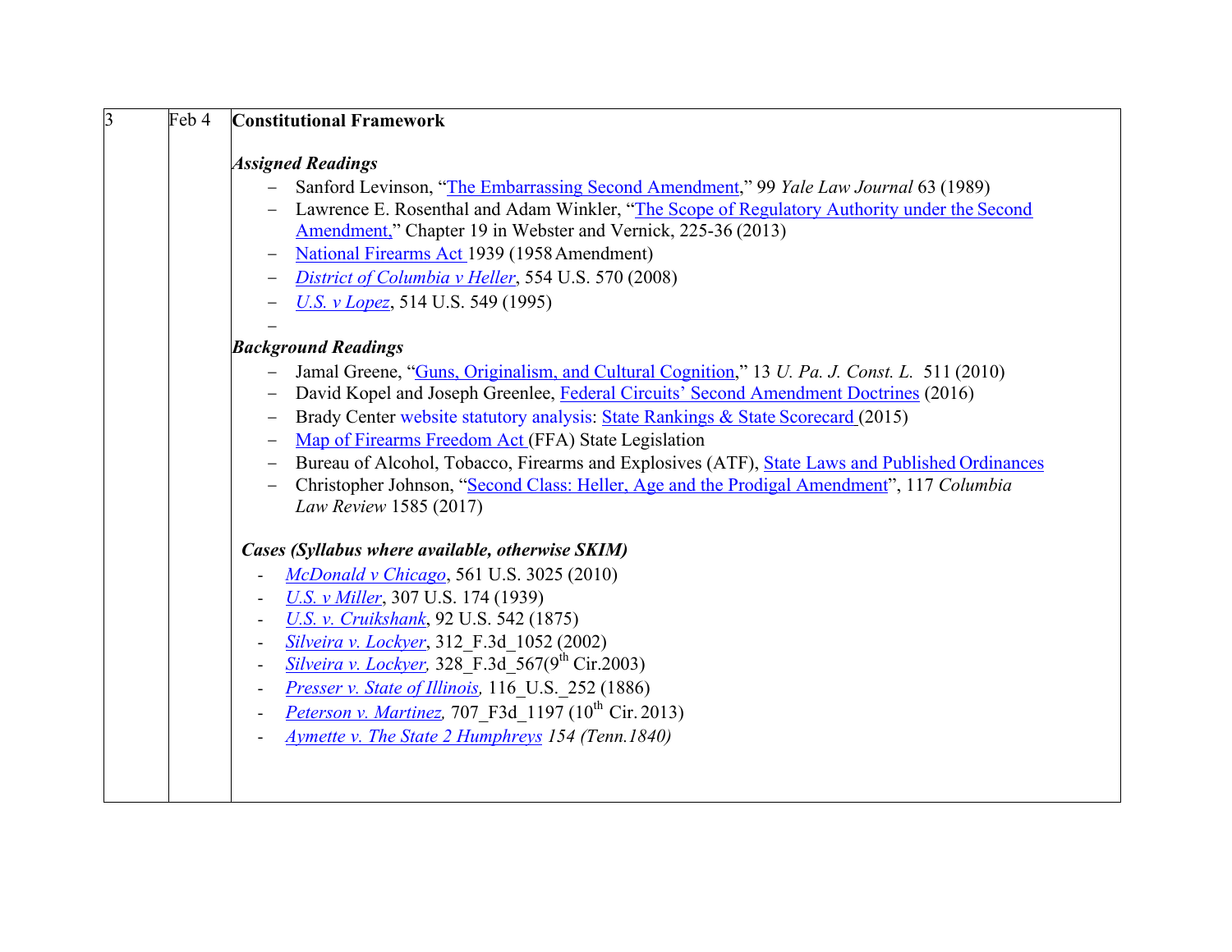| 3 | Feb 4 | **Constitutional Framework**<br><br>***Assigned Readings***<br>– Sanford Levinson, "The Embarrassing Second Amendment," 99 *Yale Law Journal* 63 (1989)<br>– Lawrence E. Rosenthal and Adam Winkler, "The Scope of Regulatory Authority under the Second Amendment," Chapter 19 in Webster and Vernick, 225-36 (2013)<br>– National Firearms Act 1939 (1958 Amendment)<br>– *District of Columbia v Heller*, 554 U.S. 570 (2008)<br>– *U.S. v Lopez*, 514 U.S. 549 (1995)<br>–<br><br>***Background Readings***<br>– Jamal Greene, "Guns, Originalism, and Cultural Cognition," 13 *U. Pa. J. Const. L.* 511 (2010)<br>– David Kopel and Joseph Greenlee, Federal Circuits' Second Amendment Doctrines (2016)<br>– Brady Center website statutory analysis: State Rankings & State Scorecard (2015)<br>– Map of Firearms Freedom Act (FFA) State Legislation<br>– Bureau of Alcohol, Tobacco, Firearms and Explosives (ATF), State Laws and Published Ordinances<br>– Christopher Johnson, "Second Class: Heller, Age and the Prodigal Amendment", 117 *Columbia Law Review* 1585 (2017)<br><br>***Cases (Syllabus where available, otherwise SKIM)***<br>- *McDonald v Chicago*, 561 U.S. 3025 (2010)<br>- *U.S. v Miller*, 307 U.S. 174 (1939)<br>- *U.S. v. Cruikshank*, 92 U.S. 542 (1875)<br>- *Silveira v. Lockyer*, 312_F.3d_1052 (2002)<br>- *Silveira v. Lockyer*, 328_F.3d_567(9th Cir.2003)<br>- *Presser v. State of Illinois*, 116_U.S._252 (1886)<br>- *Peterson v. Martinez*, 707_F3d_1197 (10th Cir. 2013)<br>- *Aymette v. The State 2 Humphreys 154 (Tenn.1840)* |
|---|---|---|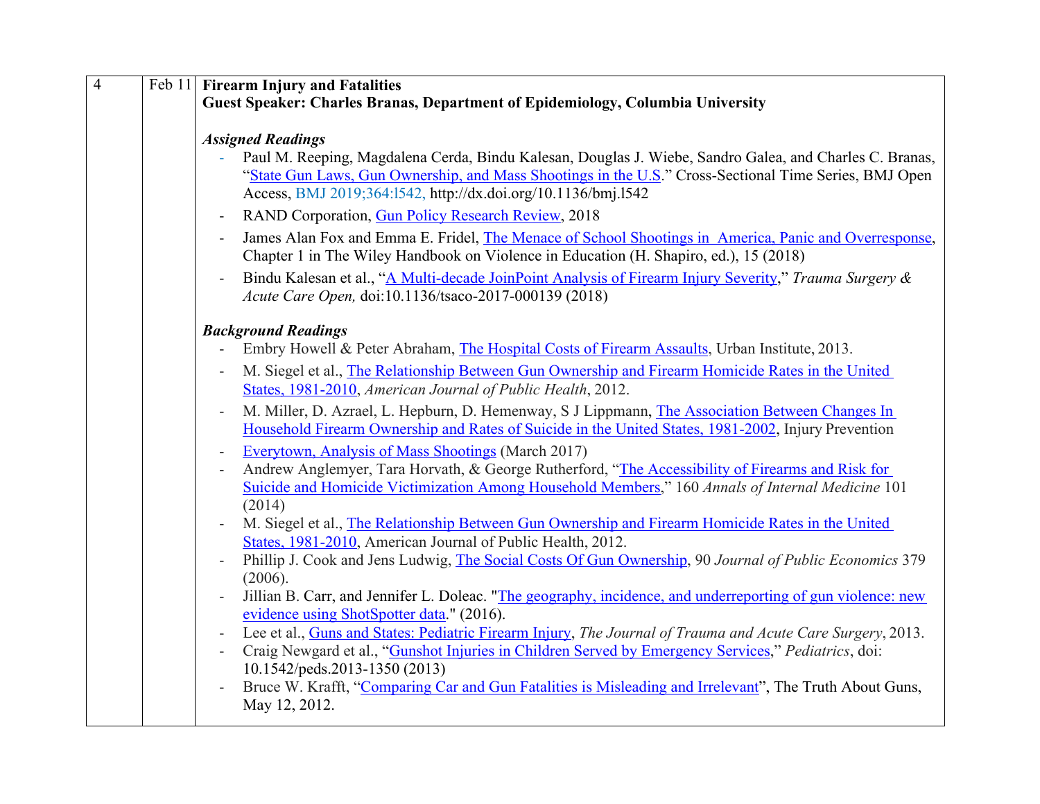| 4 | Feb 11 | **Firearm Injury and Fatalities**<br>**Guest Speaker: Charles Branas, Department of Epidemiology, Columbia University**<br><br>***Assigned Readings***<br>- Paul M. Reeping, Magdalena Cerda, Bindu Kalesan, Douglas J. Wiebe, Sandro Galea, and Charles C. Branas, "State Gun Laws, Gun Ownership, and Mass Shootings in the U.S." Cross-Sectional Time Series, BMJ Open Access, BMJ 2019;364:l542, http://dx.doi.org/10.1136/bmj.l542<br>- RAND Corporation, Gun Policy Research Review, 2018<br>- James Alan Fox and Emma E. Fridel, The Menace of School Shootings in America, Panic and Overresponse, Chapter 1 in The Wiley Handbook on Violence in Education (H. Shapiro, ed.), 15 (2018)<br>- Bindu Kalesan et al., "A Multi-decade JoinPoint Analysis of Firearm Injury Severity," *Trauma Surgery & Acute Care Open,* doi:10.1136/tsaco-2017-000139 (2018)<br><br>***Background Readings***<br>- Embry Howell & Peter Abraham, The Hospital Costs of Firearm Assaults, Urban Institute, 2013.<br>- M. Siegel et al., The Relationship Between Gun Ownership and Firearm Homicide Rates in the United States, 1981-2010, *American Journal of Public Health*, 2012.<br>- M. Miller, D. Azrael, L. Hepburn, D. Hemenway, S J Lippmann, The Association Between Changes In Household Firearm Ownership and Rates of Suicide in the United States, 1981-2002, Injury Prevention<br>- Everytown, Analysis of Mass Shootings (March 2017)<br>- Andrew Anglemyer, Tara Horvath, & George Rutherford, "The Accessibility of Firearms and Risk for Suicide and Homicide Victimization Among Household Members," 160 *Annals of Internal Medicine* 101 (2014)<br>- M. Siegel et al., The Relationship Between Gun Ownership and Firearm Homicide Rates in the United States, 1981-2010, American Journal of Public Health, 2012.<br>- Phillip J. Cook and Jens Ludwig, The Social Costs Of Gun Ownership, 90 *Journal of Public Economics* 379 (2006).<br>- Jillian B. Carr, and Jennifer L. Doleac. "The geography, incidence, and underreporting of gun violence: new evidence using ShotSpotter data." (2016).<br>- Lee et al., Guns and States: Pediatric Firearm Injury, *The Journal of Trauma and Acute Care Surgery*, 2013.<br>- Craig Newgard et al., "Gunshot Injuries in Children Served by Emergency Services," *Pediatrics*, doi: 10.1542/peds.2013-1350 (2013)<br>- Bruce W. Krafft, "Comparing Car and Gun Fatalities is Misleading and Irrelevant", The Truth About Guns, May 12, 2012. |
|---|---|---|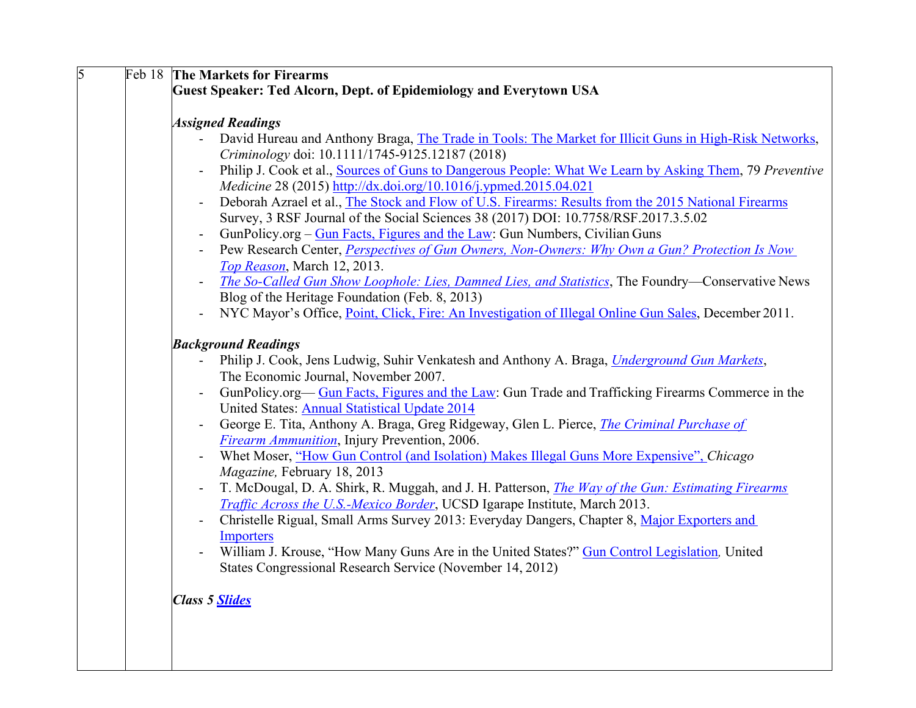| 5 | Feb 18 | **The Markets for Firearms**<br>**Guest Speaker: Ted Alcorn, Dept. of Epidemiology and Everytown USA**<br><br>***Assigned Readings***<br>- David Hureau and Anthony Braga, The Trade in Tools: The Market for Illicit Guns in High-Risk Networks, *Criminology* doi: 10.1111/1745-9125.12187 (2018)<br>- Philip J. Cook et al., Sources of Guns to Dangerous People: What We Learn by Asking Them, 79 *Preventive Medicine* 28 (2015) http://dx.doi.org/10.1016/j.ypmed.2015.04.021<br>- Deborah Azrael et al., The Stock and Flow of U.S. Firearms: Results from the 2015 National Firearms Survey, 3 RSF Journal of the Social Sciences 38 (2017) DOI: 10.7758/RSF.2017.3.5.02<br>- GunPolicy.org – Gun Facts, Figures and the Law: Gun Numbers, Civilian Guns<br>- Pew Research Center, *Perspectives of Gun Owners, Non-Owners: Why Own a Gun? Protection Is Now Top Reason*, March 12, 2013.<br>- *The So-Called Gun Show Loophole: Lies, Damned Lies, and Statistics*, The Foundry—Conservative News Blog of the Heritage Foundation (Feb. 8, 2013)<br>- NYC Mayor's Office, Point, Click, Fire: An Investigation of Illegal Online Gun Sales, December 2011.<br><br>***Background Readings***<br>- Philip J. Cook, Jens Ludwig, Suhir Venkatesh and Anthony A. Braga, *Underground Gun Markets*, The Economic Journal, November 2007.<br>- GunPolicy.org— Gun Facts, Figures and the Law: Gun Trade and Trafficking Firearms Commerce in the United States: Annual Statistical Update 2014<br>- George E. Tita, Anthony A. Braga, Greg Ridgeway, Glen L. Pierce, *The Criminal Purchase of Firearm Ammunition*, Injury Prevention, 2006.<br>- Whet Moser, "How Gun Control (and Isolation) Makes Illegal Guns More Expensive", *Chicago Magazine,* February 18, 2013<br>- T. McDougal, D. A. Shirk, R. Muggah, and J. H. Patterson, *The Way of the Gun: Estimating Firearms Traffic Across the U.S.-Mexico Border*, UCSD Igarape Institute, March 2013.<br>- Christelle Rigual, Small Arms Survey 2013: Everyday Dangers, Chapter 8, Major Exporters and Importers<br>- William J. Krouse, "How Many Guns Are in the United States?" Gun Control Legislation*,* United States Congressional Research Service (November 14, 2012)<br><br>***Class 5 Slides*** |
|---|---|---|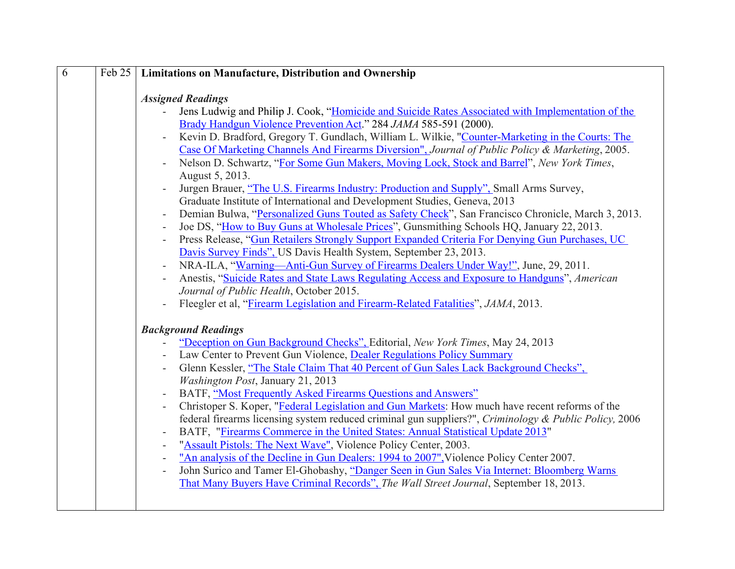| 6 | Feb 25 | **Limitations on Manufacture, Distribution and Ownership**<br><br>***Assigned Readings***<br>- Jens Ludwig and Philip J. Cook, "Homicide and Suicide Rates Associated with Implementation of the Brady Handgun Violence Prevention Act." 284 *JAMA* 585-591 (2000).<br>- Kevin D. Bradford, Gregory T. Gundlach, William L. Wilkie, "Counter-Marketing in the Courts: The Case Of Marketing Channels And Firearms Diversion", *Journal of Public Policy & Marketing*, 2005.<br>- Nelson D. Schwartz, "For Some Gun Makers, Moving Lock, Stock and Barrel", *New York Times*, August 5, 2013.<br>- Jurgen Brauer, "The U.S. Firearms Industry: Production and Supply", Small Arms Survey, Graduate Institute of International and Development Studies, Geneva, 2013<br>- Demian Bulwa, "Personalized Guns Touted as Safety Check", San Francisco Chronicle, March 3, 2013.<br>- Joe DS, "How to Buy Guns at Wholesale Prices", Gunsmithing Schools HQ, January 22, 2013.<br>- Press Release, "Gun Retailers Strongly Support Expanded Criteria For Denying Gun Purchases, UC Davis Survey Finds", US Davis Health System, September 23, 2013.<br>- NRA-ILA, "Warning—Anti-Gun Survey of Firearms Dealers Under Way!", June, 29, 2011.<br>- Anestis, "Suicide Rates and State Laws Regulating Access and Exposure to Handguns", *American Journal of Public Health*, October 2015.<br>- Fleegler et al, "Firearm Legislation and Firearm-Related Fatalities", *JAMA*, 2013.<br><br>***Background Readings***<br>- "Deception on Gun Background Checks", Editorial, *New York Times*, May 24, 2013<br>- Law Center to Prevent Gun Violence, Dealer Regulations Policy Summary<br>- Glenn Kessler, "The Stale Claim That 40 Percent of Gun Sales Lack Background Checks", *Washington Post*, January 21, 2013<br>- BATF, "Most Frequently Asked Firearms Questions and Answers"<br>- Christoper S. Koper, "Federal Legislation and Gun Markets: How much have recent reforms of the federal firearms licensing system reduced criminal gun suppliers?", *Criminology & Public Policy,* 2006<br>- BATF, "Firearms Commerce in the United States: Annual Statistical Update 2013"<br>- "Assault Pistols: The Next Wave", Violence Policy Center, 2003.<br>- "An analysis of the Decline in Gun Dealers: 1994 to 2007",Violence Policy Center 2007.<br>- John Surico and Tamer El-Ghobashy, "Danger Seen in Gun Sales Via Internet: Bloomberg Warns That Many Buyers Have Criminal Records", *The Wall Street Journal*, September 18, 2013. |
|---|---|---|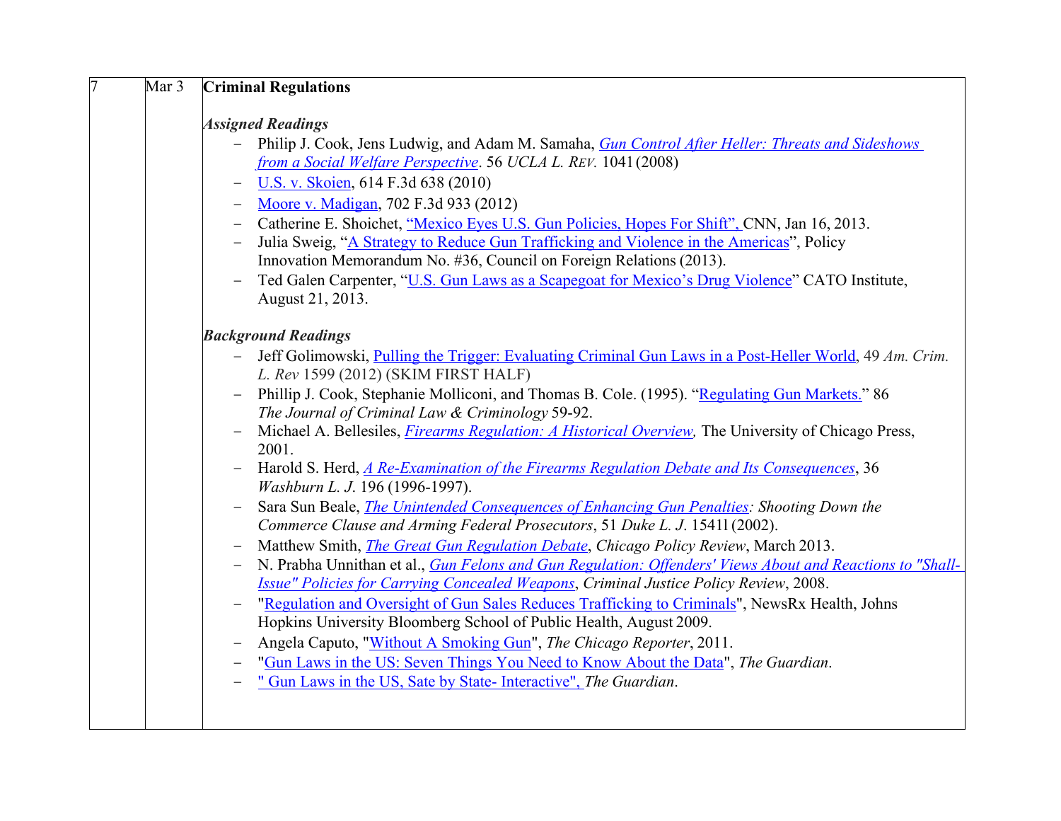| 7 | Mar 3 | **Criminal Regulations**<br><br>***Assigned Readings***<br>– Philip J. Cook, Jens Ludwig, and Adam M. Samaha, *Gun Control After Heller: Threats and Sideshows from a Social Welfare Perspective*. 56 *UCLA L. Rev.* 1041 (2008)<br>– U.S. v. Skoien, 614 F.3d 638 (2010)<br>– Moore v. Madigan, 702 F.3d 933 (2012)<br>– Catherine E. Shoichet, "Mexico Eyes U.S. Gun Policies, Hopes For Shift", CNN, Jan 16, 2013.<br>– Julia Sweig, "A Strategy to Reduce Gun Trafficking and Violence in the Americas", Policy Innovation Memorandum No. #36, Council on Foreign Relations (2013).<br>– Ted Galen Carpenter, "U.S. Gun Laws as a Scapegoat for Mexico's Drug Violence" CATO Institute, August 21, 2013.<br><br>***Background Readings***<br>– Jeff Golimowski, Pulling the Trigger: Evaluating Criminal Gun Laws in a Post-Heller World, 49 *Am. Crim. L. Rev* 1599 (2012) (SKIM FIRST HALF)<br>– Phillip J. Cook, Stephanie Molliconi, and Thomas B. Cole. (1995). "Regulating Gun Markets." 86 *The Journal of Criminal Law & Criminology* 59-92.<br>– Michael A. Bellesiles, *Firearms Regulation: A Historical Overview,* The University of Chicago Press, 2001.<br>– Harold S. Herd, *A Re-Examination of the Firearms Regulation Debate and Its Consequences*, 36 *Washburn L. J.* 196 (1996-1997).<br>– Sara Sun Beale, *The Unintended Consequences of Enhancing Gun Penalties: Shooting Down the Commerce Clause and Arming Federal Prosecutors*, 51 *Duke L. J.* 15411 (2002).<br>– Matthew Smith, *The Great Gun Regulation Debate*, *Chicago Policy Review*, March 2013.<br>– N. Prabha Unnithan et al., *Gun Felons and Gun Regulation: Offenders' Views About and Reactions to "Shall-Issue" Policies for Carrying Concealed Weapons*, *Criminal Justice Policy Review*, 2008.<br>– "Regulation and Oversight of Gun Sales Reduces Trafficking to Criminals", NewsRx Health, Johns Hopkins University Bloomberg School of Public Health, August 2009.<br>– Angela Caputo, "Without A Smoking Gun", *The Chicago Reporter*, 2011.<br>– "Gun Laws in the US: Seven Things You Need to Know About the Data", *The Guardian*.<br>– " Gun Laws in the US, Sate by State- Interactive", *The Guardian*. |
|---|---|---|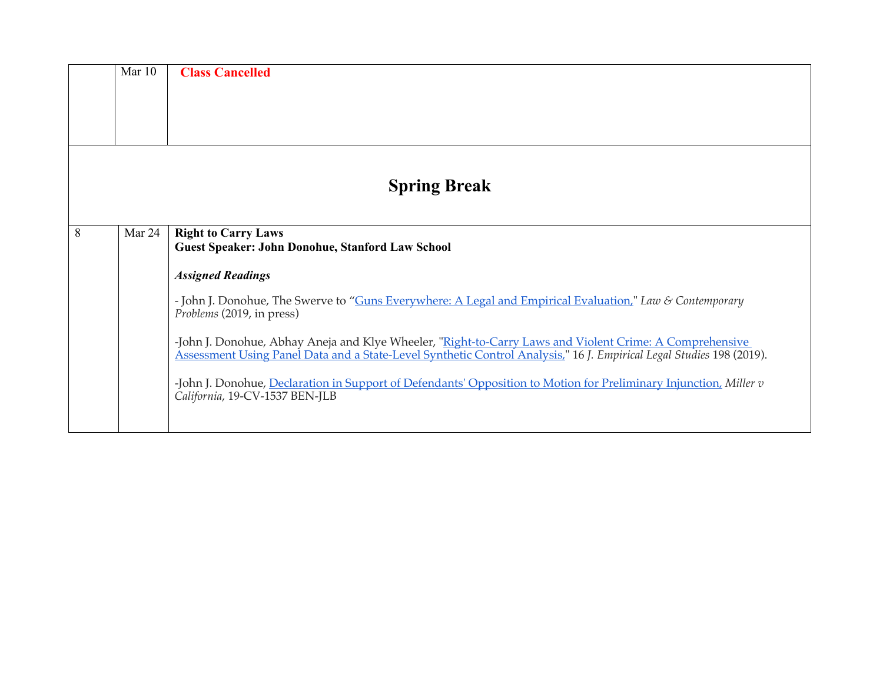| | | |
|---|---|---|
| | Mar 10 | **Class Cancelled** |
| | | **Spring Break** |
| 8 | Mar 24 | **Right to Carry Laws**<br>**Guest Speaker: John Donohue, Stanford Law School**<br><br>***Assigned Readings***<br><br>- John J. Donohue, The Swerve to "Guns Everywhere: A Legal and Empirical Evaluation," *Law & Contemporary Problems* (2019, in press)<br><br>-John J. Donohue, Abhay Aneja and Klye Wheeler, "Right-to-Carry Laws and Violent Crime: A Comprehensive Assessment Using Panel Data and a State-Level Synthetic Control Analysis," 16 *J. Empirical Legal Studies* 198 (2019).<br><br>-John J. Donohue, Declaration in Support of Defendants' Opposition to Motion for Preliminary Injunction, *Miller v California*, 19-CV-1537 BEN-JLB |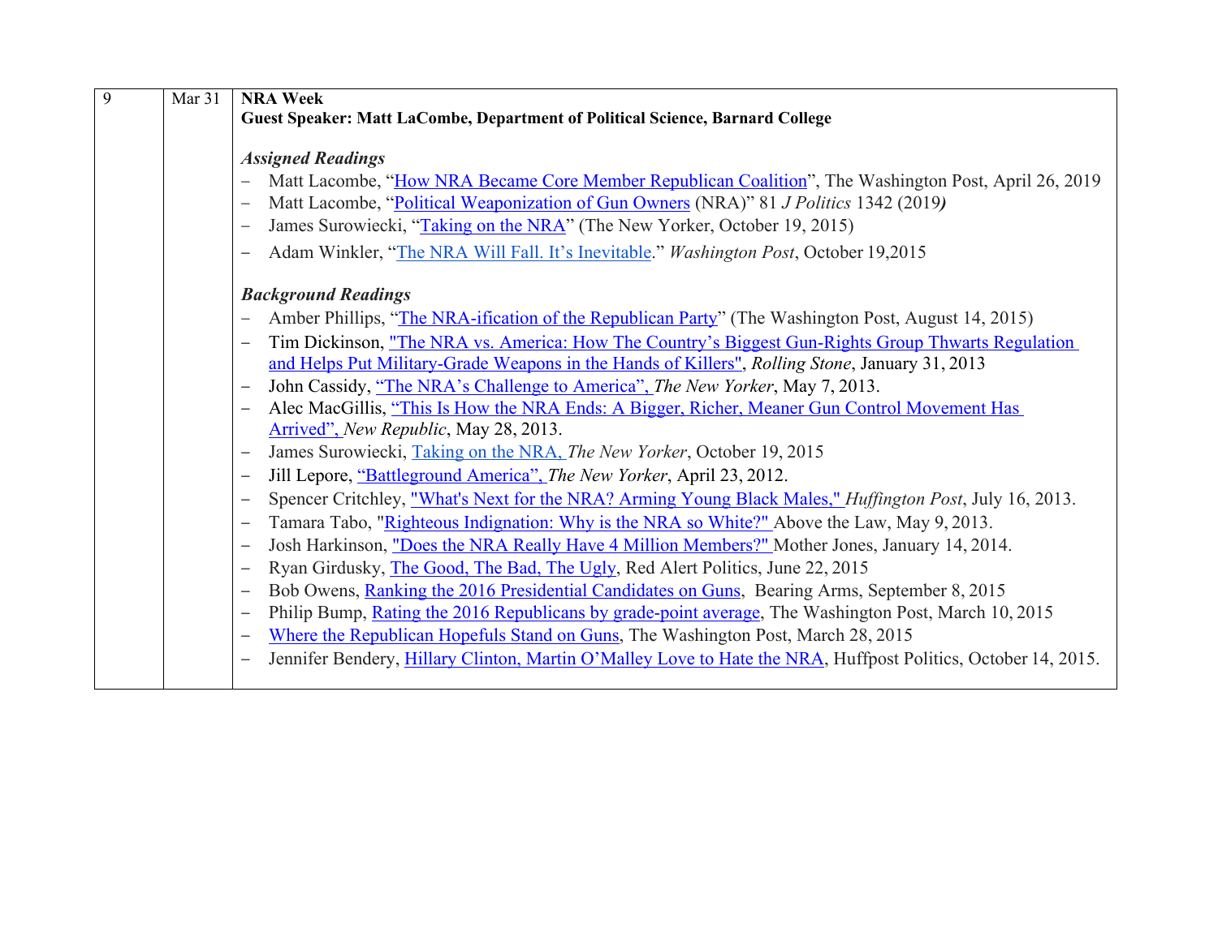| 9 | Mar 31 | **NRA Week**<br>**Guest Speaker: Matt LaCombe, Department of Political Science, Barnard College**<br><br>***Assigned Readings***<br>– Matt Lacombe, "How NRA Became Core Member Republican Coalition", The Washington Post, April 26, 2019<br>– Matt Lacombe, "Political Weaponization of Gun Owners (NRA)" 81 *J Politics* 1342 (2019***)***<br>– James Surowiecki, "Taking on the NRA" (The New Yorker, October 19, 2015)<br>– Adam Winkler, "The NRA Will Fall. It's Inevitable." *Washington Post*, October 19,2015<br><br>***Background Readings***<br>– Amber Phillips, "The NRA-ification of the Republican Party" (The Washington Post, August 14, 2015)<br>– Tim Dickinson, "The NRA vs. America: How The Country's Biggest Gun-Rights Group Thwarts Regulation and Helps Put Military-Grade Weapons in the Hands of Killers", *Rolling Stone*, January 31, 2013<br>– John Cassidy, "The NRA's Challenge to America", *The New Yorker*, May 7, 2013.<br>– Alec MacGillis, "This Is How the NRA Ends: A Bigger, Richer, Meaner Gun Control Movement Has Arrived", *New Republic*, May 28, 2013.<br>– James Surowiecki, Taking on the NRA, *The New Yorker*, October 19, 2015<br>– Jill Lepore, "Battleground America", *The New Yorker*, April 23, 2012.<br>– Spencer Critchley, "What's Next for the NRA? Arming Young Black Males," *Huffington Post*, July 16, 2013.<br>– Tamara Tabo, "Righteous Indignation: Why is the NRA so White?" Above the Law, May 9, 2013.<br>– Josh Harkinson, "Does the NRA Really Have 4 Million Members?" Mother Jones, January 14, 2014.<br>– Ryan Girdusky, The Good, The Bad, The Ugly, Red Alert Politics, June 22, 2015<br>– Bob Owens, Ranking the 2016 Presidential Candidates on Guns, Bearing Arms, September 8, 2015<br>– Philip Bump, Rating the 2016 Republicans by grade-point average, The Washington Post, March 10, 2015<br>– Where the Republican Hopefuls Stand on Guns, The Washington Post, March 28, 2015<br>– Jennifer Bendery, Hillary Clinton, Martin O'Malley Love to Hate the NRA, Huffpost Politics, October 14, 2015. |
|---|---|---|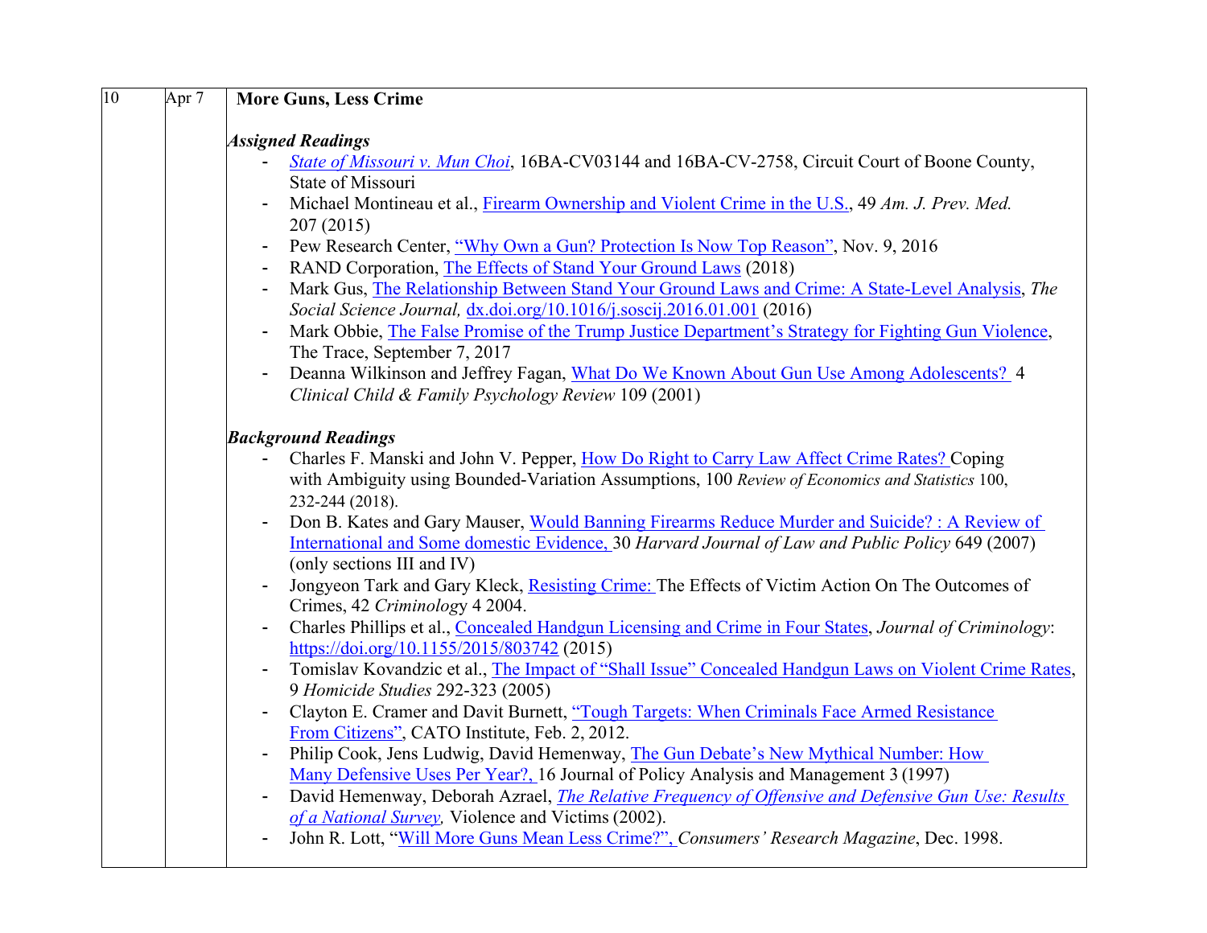| 10 | Apr 7 | **More Guns, Less Crime** |
|---|---|---|

**More Guns, Less Crime**

***Assigned Readings***

- *State of Missouri v. Mun Choi*, 16BA-CV03144 and 16BA-CV-2758, Circuit Court of Boone County, State of Missouri
- Michael Montineau et al., Firearm Ownership and Violent Crime in the U.S., 49 *Am. J. Prev. Med.* 207 (2015)
- Pew Research Center, "Why Own a Gun? Protection Is Now Top Reason", Nov. 9, 2016
- RAND Corporation, The Effects of Stand Your Ground Laws (2018)
- Mark Gus, The Relationship Between Stand Your Ground Laws and Crime: A State-Level Analysis, *The Social Science Journal,* dx.doi.org/10.1016/j.soscij.2016.01.001 (2016)
- Mark Obbie, The False Promise of the Trump Justice Department's Strategy for Fighting Gun Violence, The Trace, September 7, 2017
- Deanna Wilkinson and Jeffrey Fagan, What Do We Known About Gun Use Among Adolescents? 4 *Clinical Child & Family Psychology Review* 109 (2001)

***Background Readings***

- Charles F. Manski and John V. Pepper, How Do Right to Carry Law Affect Crime Rates? Coping with Ambiguity using Bounded-Variation Assumptions, 100 *Review of Economics and Statistics* 100, 232-244 (2018).
- Don B. Kates and Gary Mauser, Would Banning Firearms Reduce Murder and Suicide? : A Review of International and Some domestic Evidence, 30 *Harvard Journal of Law and Public Policy* 649 (2007) (only sections III and IV)
- Jongyeon Tark and Gary Kleck, Resisting Crime: The Effects of Victim Action On The Outcomes of Crimes, 42 *Criminology* 4 2004.
- Charles Phillips et al., Concealed Handgun Licensing and Crime in Four States, *Journal of Criminology*: https://doi.org/10.1155/2015/803742 (2015)
- Tomislav Kovandzic et al., The Impact of "Shall Issue" Concealed Handgun Laws on Violent Crime Rates, 9 *Homicide Studies* 292-323 (2005)
- Clayton E. Cramer and Davit Burnett, "Tough Targets: When Criminals Face Armed Resistance From Citizens", CATO Institute, Feb. 2, 2012.
- Philip Cook, Jens Ludwig, David Hemenway, The Gun Debate's New Mythical Number: How Many Defensive Uses Per Year?, 16 Journal of Policy Analysis and Management 3 (1997)
- David Hemenway, Deborah Azrael, *The Relative Frequency of Offensive and Defensive Gun Use: Results of a National Survey,* Violence and Victims (2002).
- John R. Lott, "Will More Guns Mean Less Crime?", *Consumers' Research Magazine*, Dec. 1998.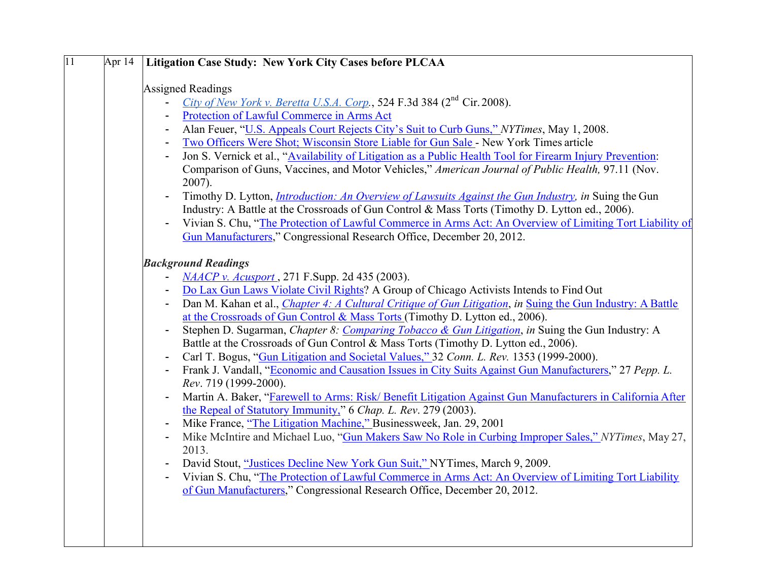| 11 | Apr 14 | **Litigation Case Study: New York City Cases before PLCAA** |
|---|---|---|

Assigned Readings

- *City of New York v. Beretta U.S.A. Corp.*, 524 F.3d 384 (2nd Cir. 2008).
- Protection of Lawful Commerce in Arms Act
- Alan Feuer, "U.S. Appeals Court Rejects City's Suit to Curb Guns," *NYTimes*, May 1, 2008.
- Two Officers Were Shot; Wisconsin Store Liable for Gun Sale - New York Times article
- Jon S. Vernick et al., "Availability of Litigation as a Public Health Tool for Firearm Injury Prevention: Comparison of Guns, Vaccines, and Motor Vehicles," *American Journal of Public Health,* 97.11 (Nov. 2007).
- Timothy D. Lytton, *Introduction: An Overview of Lawsuits Against the Gun Industry, in* Suing the Gun Industry: A Battle at the Crossroads of Gun Control & Mass Torts (Timothy D. Lytton ed., 2006).
- Vivian S. Chu, "The Protection of Lawful Commerce in Arms Act: An Overview of Limiting Tort Liability of Gun Manufacturers," Congressional Research Office, December 20, 2012.

***Background Readings***

- *NAACP v. Acusport* , 271 F.Supp. 2d 435 (2003).
- Do Lax Gun Laws Violate Civil Rights? A Group of Chicago Activists Intends to Find Out
- Dan M. Kahan et al., *Chapter 4: A Cultural Critique of Gun Litigation*, *in* Suing the Gun Industry: A Battle at the Crossroads of Gun Control & Mass Torts (Timothy D. Lytton ed., 2006).
- Stephen D. Sugarman, *Chapter 8: Comparing Tobacco & Gun Litigation*, *in* Suing the Gun Industry: A Battle at the Crossroads of Gun Control & Mass Torts (Timothy D. Lytton ed., 2006).
- Carl T. Bogus, "Gun Litigation and Societal Values," 32 *Conn. L. Rev.* 1353 (1999-2000).
- Frank J. Vandall, "Economic and Causation Issues in City Suits Against Gun Manufacturers," 27 *Pepp. L. Rev*. 719 (1999-2000).
- Martin A. Baker, "Farewell to Arms: Risk/ Benefit Litigation Against Gun Manufacturers in California After the Repeal of Statutory Immunity," 6 *Chap. L. Rev*. 279 (2003).
- Mike France, "The Litigation Machine," Businessweek, Jan. 29, 2001
- Mike McIntire and Michael Luo, "Gun Makers Saw No Role in Curbing Improper Sales," *NYTimes*, May 27, 2013.
- David Stout, "Justices Decline New York Gun Suit," NYTimes, March 9, 2009.
- Vivian S. Chu, "The Protection of Lawful Commerce in Arms Act: An Overview of Limiting Tort Liability of Gun Manufacturers," Congressional Research Office, December 20, 2012.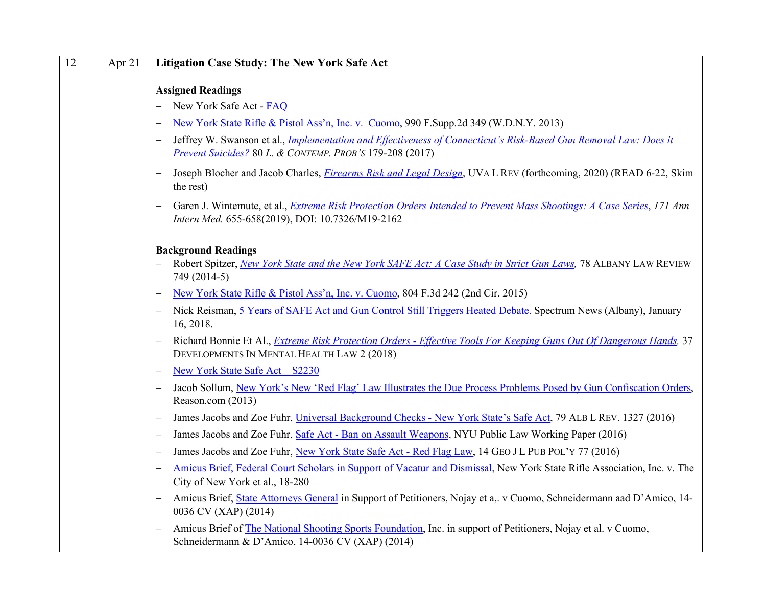| 12 | Apr 21 | **Litigation Case Study: The New York Safe Act**<br><br>**Assigned Readings**<br>– New York Safe Act - FAQ<br>– New York State Rifle & Pistol Ass'n, Inc. v. Cuomo, 990 F.Supp.2d 349 (W.D.N.Y. 2013)<br>– Jeffrey W. Swanson et al., *Implementation and Effectiveness of Connecticut's Risk-Based Gun Removal Law: Does it Prevent Suicides?* 80 *L. & CONTEMP. PROB'S* 179-208 (2017)<br>– Joseph Blocher and Jacob Charles, *Firearms Risk and Legal Design*, UVA L REV (forthcoming, 2020) (READ 6-22, Skim the rest)<br>– Garen J. Wintemute, et al., *Extreme Risk Protection Orders Intended to Prevent Mass Shootings: A Case Series, 171 Ann Intern Med.* 655-658(2019), DOI: 10.7326/M19-2162<br><br>**Background Readings**<br>– Robert Spitzer, *New York State and the New York SAFE Act: A Case Study in Strict Gun Laws,* 78 ALBANY LAW REVIEW 749 (2014-5)<br>– New York State Rifle & Pistol Ass'n, Inc. v. Cuomo, 804 F.3d 242 (2nd Cir. 2015)<br>– Nick Reisman, 5 Years of SAFE Act and Gun Control Still Triggers Heated Debate. Spectrum News (Albany), January 16, 2018.<br>– Richard Bonnie Et Al., *Extreme Risk Protection Orders - Effective Tools For Keeping Guns Out Of Dangerous Hands,* 37 DEVELOPMENTS IN MENTAL HEALTH LAW 2 (2018)<br>– New York State Safe Act _ S2230<br>– Jacob Sollum, New York's New 'Red Flag' Law Illustrates the Due Process Problems Posed by Gun Confiscation Orders, Reason.com (2013)<br>– James Jacobs and Zoe Fuhr, Universal Background Checks - New York State's Safe Act, 79 ALB L REV. 1327 (2016)<br>– James Jacobs and Zoe Fuhr, Safe Act - Ban on Assault Weapons, NYU Public Law Working Paper (2016)<br>– James Jacobs and Zoe Fuhr, New York State Safe Act - Red Flag Law, 14 GEO J L PUB POL'Y 77 (2016)<br>– Amicus Brief, Federal Court Scholars in Support of Vacatur and Dismissal, New York State Rifle Association, Inc. v. The City of New York et al., 18-280<br>– Amicus Brief, State Attorneys General in Support of Petitioners, Nojay et a,. v Cuomo, Schneidermann aad D'Amico, 14-0036 CV (XAP) (2014)<br>– Amicus Brief of The National Shooting Sports Foundation, Inc. in support of Petitioners, Nojay et al. v Cuomo, Schneidermann & D'Amico, 14-0036 CV (XAP) (2014) |
|---|---|---|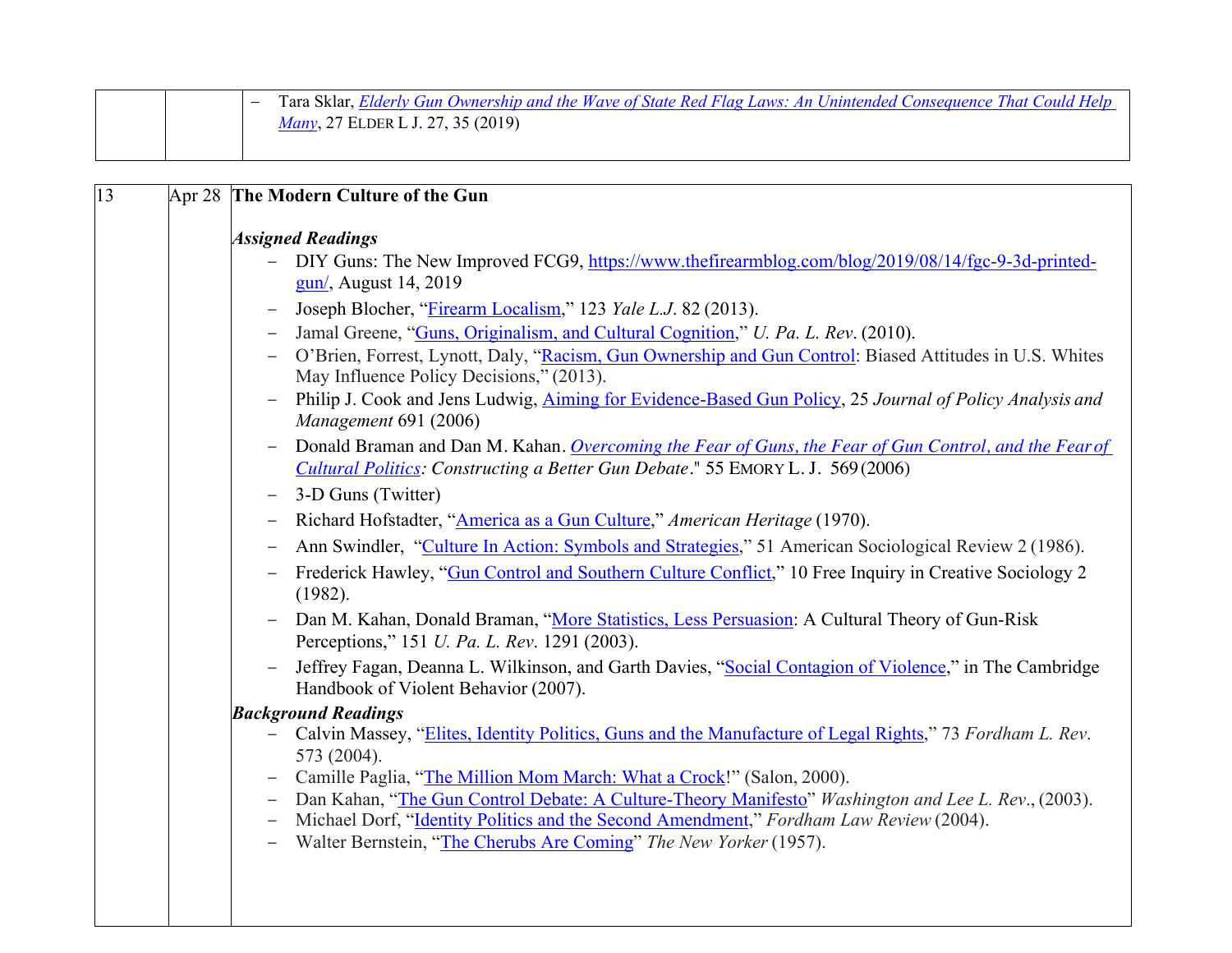| | | |
|---|---|---|
| | | – Tara Sklar, *Elderly Gun Ownership and the Wave of State Red Flag Laws: An Unintended Consequence That Could Help Many*, 27 ELDER L J. 27, 35 (2019) |

| | | |
|---|---|---|
| 13 | Apr 28 | **The Modern Culture of the Gun** |

***Assigned Readings***

- DIY Guns: The New Improved FCG9, https://www.thefirearmblog.com/blog/2019/08/14/fgc-9-3d-printed-gun/, August 14, 2019
- Joseph Blocher, "Firearm Localism," 123 *Yale L.J*. 82 (2013).
- Jamal Greene, "Guns, Originalism, and Cultural Cognition," *U. Pa. L. Rev*. (2010).
- O'Brien, Forrest, Lynott, Daly, "Racism, Gun Ownership and Gun Control: Biased Attitudes in U.S. Whites May Influence Policy Decisions," (2013).
- Philip J. Cook and Jens Ludwig, Aiming for Evidence-Based Gun Policy, 25 *Journal of Policy Analysis and Management* 691 (2006)
- Donald Braman and Dan M. Kahan. *Overcoming the Fear of Guns, the Fear of Gun Control, and the Fear of Cultural Politics: Constructing a Better Gun Debate*." 55 EMORY L. J. 569 (2006)
- 3-D Guns (Twitter)
- Richard Hofstadter, "America as a Gun Culture," *American Heritage* (1970).
- Ann Swindler, "Culture In Action: Symbols and Strategies," 51 American Sociological Review 2 (1986).
- Frederick Hawley, "Gun Control and Southern Culture Conflict," 10 Free Inquiry in Creative Sociology 2 (1982).
- Dan M. Kahan, Donald Braman, "More Statistics, Less Persuasion: A Cultural Theory of Gun-Risk Perceptions," 151 *U. Pa. L. Rev*. 1291 (2003).
- Jeffrey Fagan, Deanna L. Wilkinson, and Garth Davies, "Social Contagion of Violence," in The Cambridge Handbook of Violent Behavior (2007).

***Background Readings***

- Calvin Massey, "Elites, Identity Politics, Guns and the Manufacture of Legal Rights," 73 *Fordham L. Rev*. 573 (2004).
- Camille Paglia, "The Million Mom March: What a Crock!" (Salon, 2000).
- Dan Kahan, "The Gun Control Debate: A Culture-Theory Manifesto" *Washington and Lee L. Rev*., (2003).
- Michael Dorf, "Identity Politics and the Second Amendment," *Fordham Law Review* (2004).
- Walter Bernstein, "The Cherubs Are Coming" *The New Yorker* (1957).